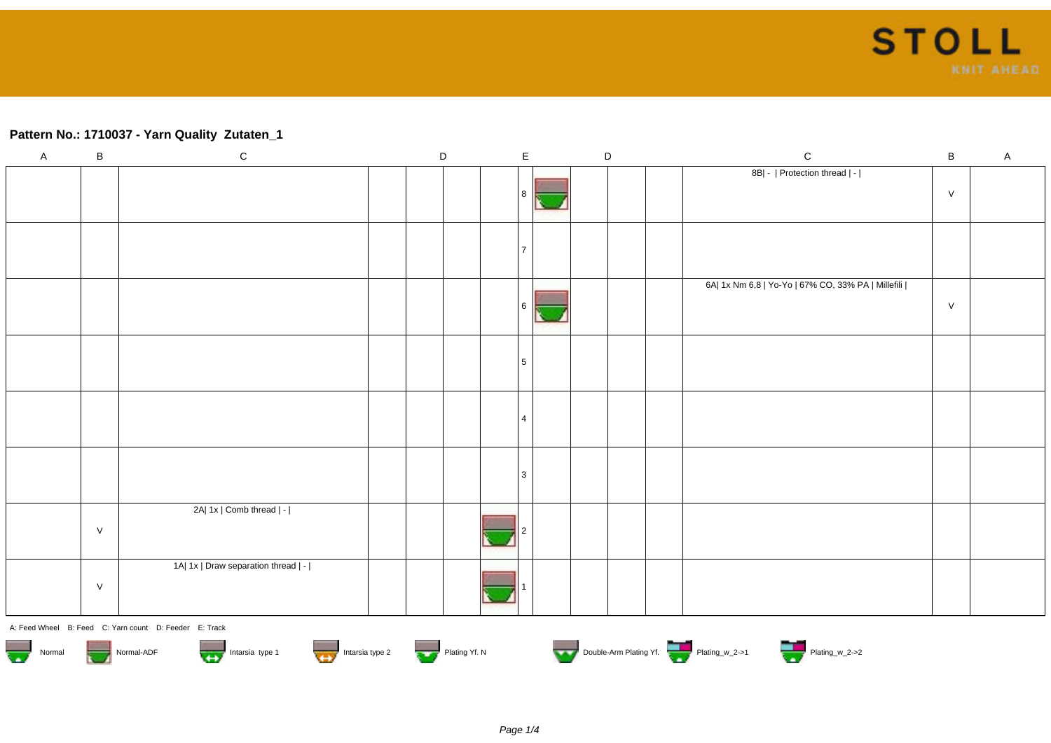## Pattern No.: 1710037 - Yarn Quality  Zutaten_1

| A | B | C | D | | D | E | | D | | C | B | A |
|---|---|---|---|---|---|---|---|---|---|---|---|---|
| | | | | | | 8 | | | | 8B\| - \| Protection thread \| - \| | V | |
| | | | | | | 7 | | | | | | |
| | | | | | | 6 | | | | 6A\| 1x Nm 6,8 \| Yo-Yo \| 67% CO, 33% PA \| Millefili \| | V | |
| | | | | | | 5 | | | | | | |
| | | | | | | 4 | | | | | | |
| | | | | | | 3 | | | | | | |
| | V | 2A\| 1x \| Comb thread \| - \| | | | | 2 | | | | | | |
| | V | 1A\| 1x \| Draw separation thread \| - \| | | | | 1 | | | | | | |

A: Feed Wheel   B: Feed   C: Yarn count   D: Feeder   E: Track

Normal   Normal-ADF   Intarsia type 1   Intarsia type 2   Plating Yf. N   Double-Arm Plating Yf.   Plating_w_2->1   Plating_w_2->2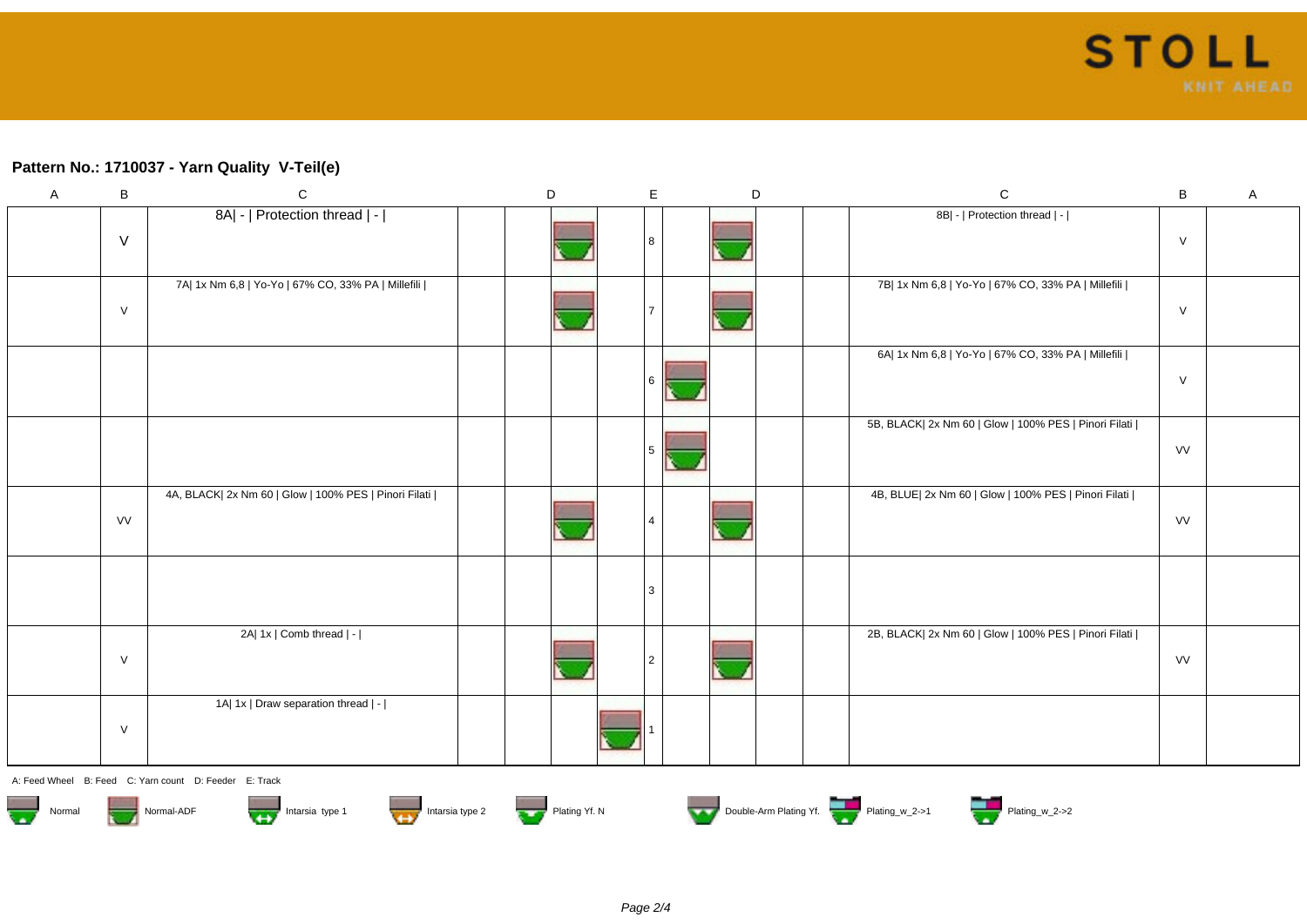## Pattern No.: 1710037 - Yarn Quality V-Teil(e)

| A | B | C | D | | | E | | D | | C | B | A |
|---|---|---|---|---|---|---|---|---|---|---|---|---|
| | V | 8A\| - \| Protection thread \| - \| | | | | 8 | | | | 8B\| - \| Protection thread \| - \| | V | |
| | V | 7A\| 1x Nm 6,8 \| Yo-Yo \| 67% CO, 33% PA \| Millefili \| | | | | 7 | | | | 7B\| 1x Nm 6,8 \| Yo-Yo \| 67% CO, 33% PA \| Millefili \| | V | |
| | | | | | | 6 | | | | 6A\| 1x Nm 6,8 \| Yo-Yo \| 67% CO, 33% PA \| Millefili \| | V | |
| | | | | | | 5 | | | | 5B, BLACK\| 2x Nm 60 \| Glow \| 100% PES \| Pinori Filati \| | VV | |
| | VV | 4A, BLACK\| 2x Nm 60 \| Glow \| 100% PES \| Pinori Filati \| | | | | 4 | | | | 4B, BLUE\| 2x Nm 60 \| Glow \| 100% PES \| Pinori Filati \| | VV | |
| | | | | | | 3 | | | | | | |
| | V | 2A\| 1x \| Comb thread \| - \| | | | | 2 | | | | 2B, BLACK\| 2x Nm 60 \| Glow \| 100% PES \| Pinori Filati \| | VV | |
| | V | 1A\| 1x \| Draw separation thread \| - \| | | | | 1 | | | | | | |

A: Feed Wheel B: Feed C: Yarn count D: Feeder E: Track

Normal Normal-ADF Intarsia type 1 Intarsia type 2 Plating Yf. N Double-Arm Plating Yf. Plating_w_2->1 Plating_w_2->2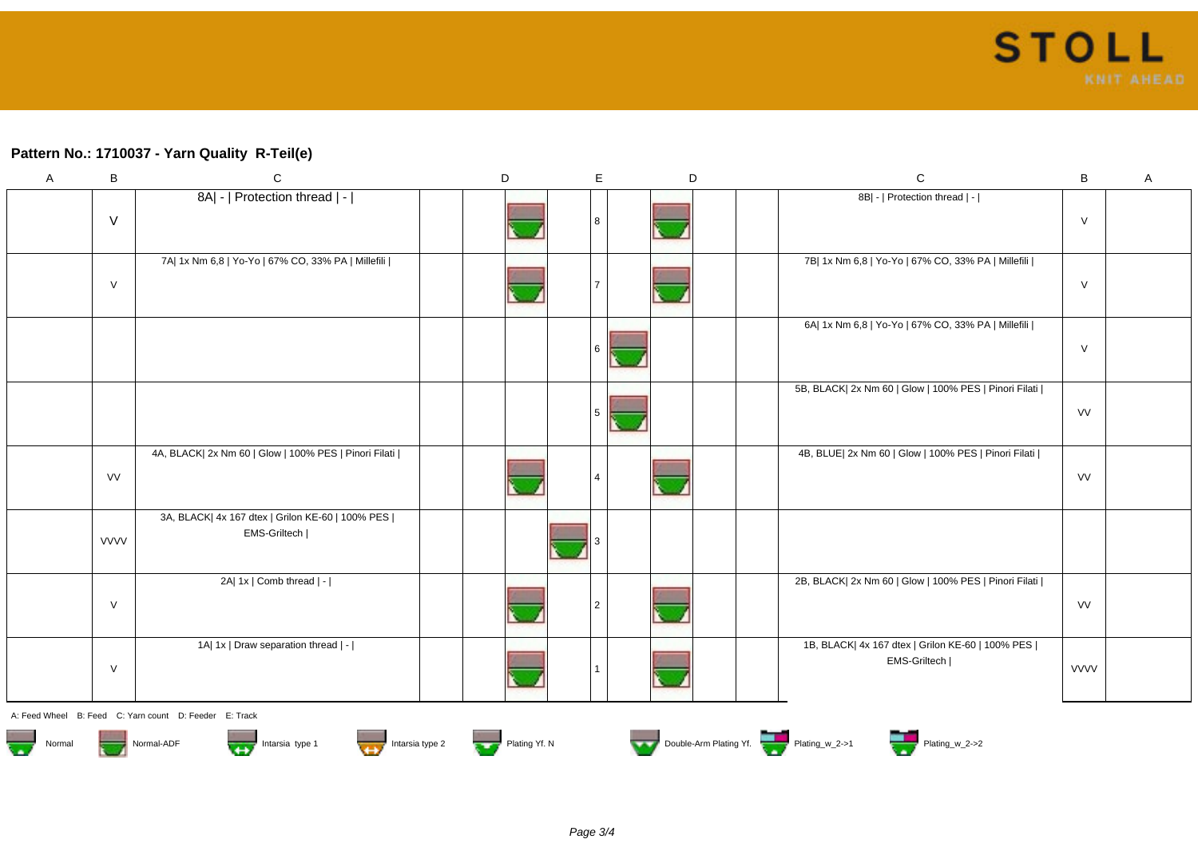## Pattern No.: 1710037 - Yarn Quality R-Teil(e)

| A | B | C | D | | | E | | D | | C | B | A |
|---|---|---|---|---|---|---|---|---|---|---|---|---|
| | V | 8A\| - \| Protection thread \| - \| | | | | 8 | | | | 8B\| - \| Protection thread \| - \| | V | |
| | V | 7A\| 1x Nm 6,8 \| Yo-Yo \| 67% CO, 33% PA \| Millefili \| | | | | 7 | | | | 7B\| 1x Nm 6,8 \| Yo-Yo \| 67% CO, 33% PA \| Millefili \| | V | |
| | | | | | | 6 | | | | 6A\| 1x Nm 6,8 \| Yo-Yo \| 67% CO, 33% PA \| Millefili \| | V | |
| | | | | | | 5 | | | | 5B, BLACK\| 2x Nm 60 \| Glow \| 100% PES \| Pinori Filati \| | VV | |
| | VV | 4A, BLACK\| 2x Nm 60 \| Glow \| 100% PES \| Pinori Filati \| | | | | 4 | | | | 4B, BLUE\| 2x Nm 60 \| Glow \| 100% PES \| Pinori Filati \| | VV | |
| | VVVV | 3A, BLACK\| 4x 167 dtex \| Grilon KE-60 \| 100% PES \| EMS-Griltech \| | | | | 3 | | | | | | |
| | V | 2A\| 1x \| Comb thread \| - \| | | | | 2 | | | | 2B, BLACK\| 2x Nm 60 \| Glow \| 100% PES \| Pinori Filati \| | VV | |
| | V | 1A\| 1x \| Draw separation thread \| - \| | | | | 1 | | | | 1B, BLACK\| 4x 167 dtex \| Grilon KE-60 \| 100% PES \| EMS-Griltech \| | VVVV | |

A: Feed Wheel B: Feed C: Yarn count D: Feeder E: Track

Normal | Normal-ADF | Intarsia type 1 | Intarsia type 2 | Plating Yf. N | Double-Arm Plating Yf. | Plating_w_2->1 | Plating_w_2->2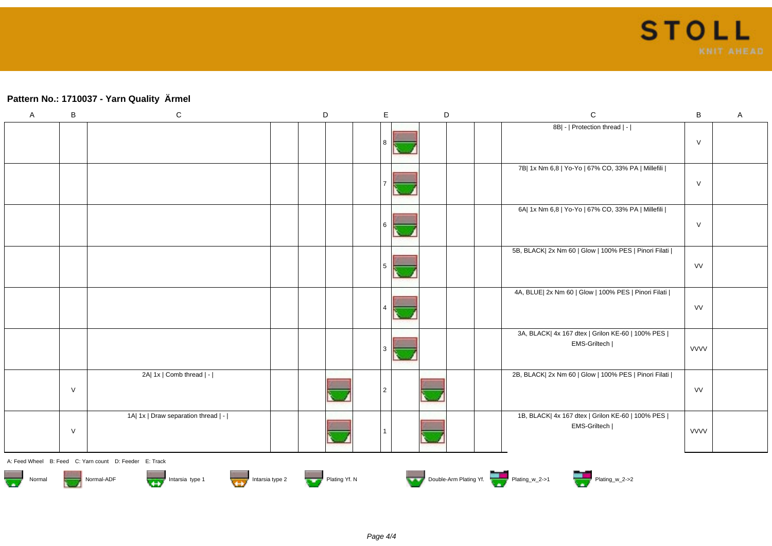## Pattern No.: 1710037 - Yarn Quality Ärmel

| A | B | C | D | D | D | E | E | D | D | D | C | B | A |
|---|---|---|---|---|---|---|---|---|---|---|---|---|---|
| | | | | | | 8 | | | | | 8B\| - \| Protection thread \| - \| | V | |
| | | | | | | 7 | | | | | 7B\| 1x Nm 6,8 \| Yo-Yo \| 67% CO, 33% PA \| Millefili \| | V | |
| | | | | | | 6 | | | | | 6A\| 1x Nm 6,8 \| Yo-Yo \| 67% CO, 33% PA \| Millefili \| | V | |
| | | | | | | 5 | | | | | 5B, BLACK\| 2x Nm 60 \| Glow \| 100% PES \| Pinori Filati \| | VV | |
| | | | | | | 4 | | | | | 4A, BLUE\| 2x Nm 60 \| Glow \| 100% PES \| Pinori Filati \| | VV | |
| | | | | | | 3 | | | | | 3A, BLACK\| 4x 167 dtex \| Grilon KE-60 \| 100% PES \| EMS-Griltech \| | VVVV | |
| | V | 2A\| 1x \| Comb thread \| - \| | | | | 2 | | | | | 2B, BLACK\| 2x Nm 60 \| Glow \| 100% PES \| Pinori Filati \| | VV | |
| | V | 1A\| 1x \| Draw separation thread \| - \| | | | | 1 | | | | | 1B, BLACK\| 4x 167 dtex \| Grilon KE-60 \| 100% PES \| EMS-Griltech \| | VVVV | |

A: Feed Wheel B: Feed C: Yarn count D: Feeder E: Track

Normal | Normal-ADF | Intarsia type 1 | Intarsia type 2 | Plating Yf. N | Double-Arm Plating Yf. | Plating_w_2->1 | Plating_w_2->2